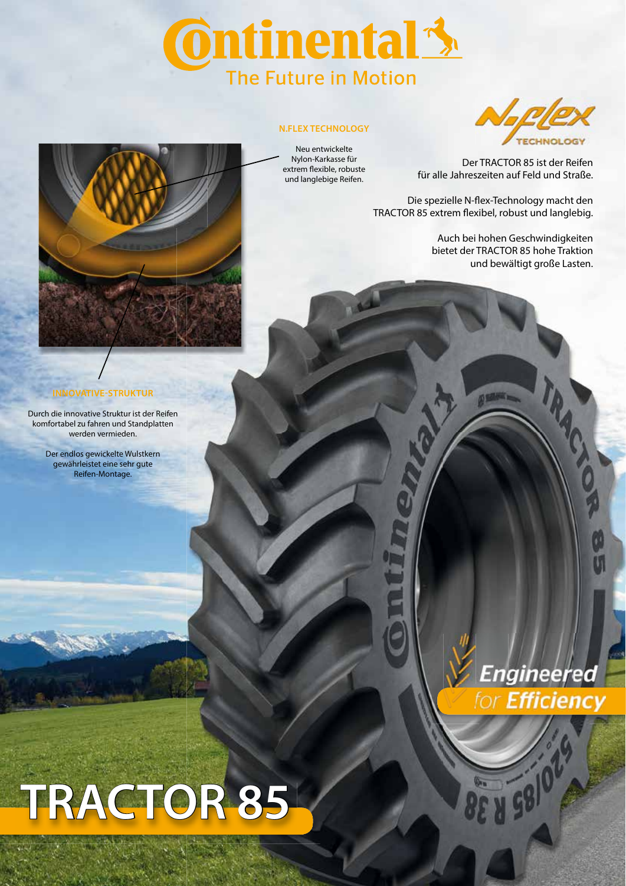# Continental

The Future in Motion

## N.FLEX TECHNOLOGY

Neu entwickelte Nylon-Karkasse für extrem flexible, robuste und langlebige Reifen.

N.flex TECHNOLOGY

Der TRACTOR 85 ist der Reifen für alle Jahreszeiten auf Feld und Straße.

Die spezielle N-flex-Technology macht den TRACTOR 85 extrem flexibel, robust und langlebig.

Auch bei hohen Geschwindigkeiten bietet der TRACTOR 85 hohe Traktion und bewältigt große Lasten.

## INNOVATIVE-STRUKTUR

Durch die innovative Struktur ist der Reifen komfortabel zu fahren und Standplatten werden vermieden.

Der endlos gewickelte Wulstkern gewährleistet eine sehr gute Reifen-Montage.

Engineered for Efficiency

# TRACTOR 85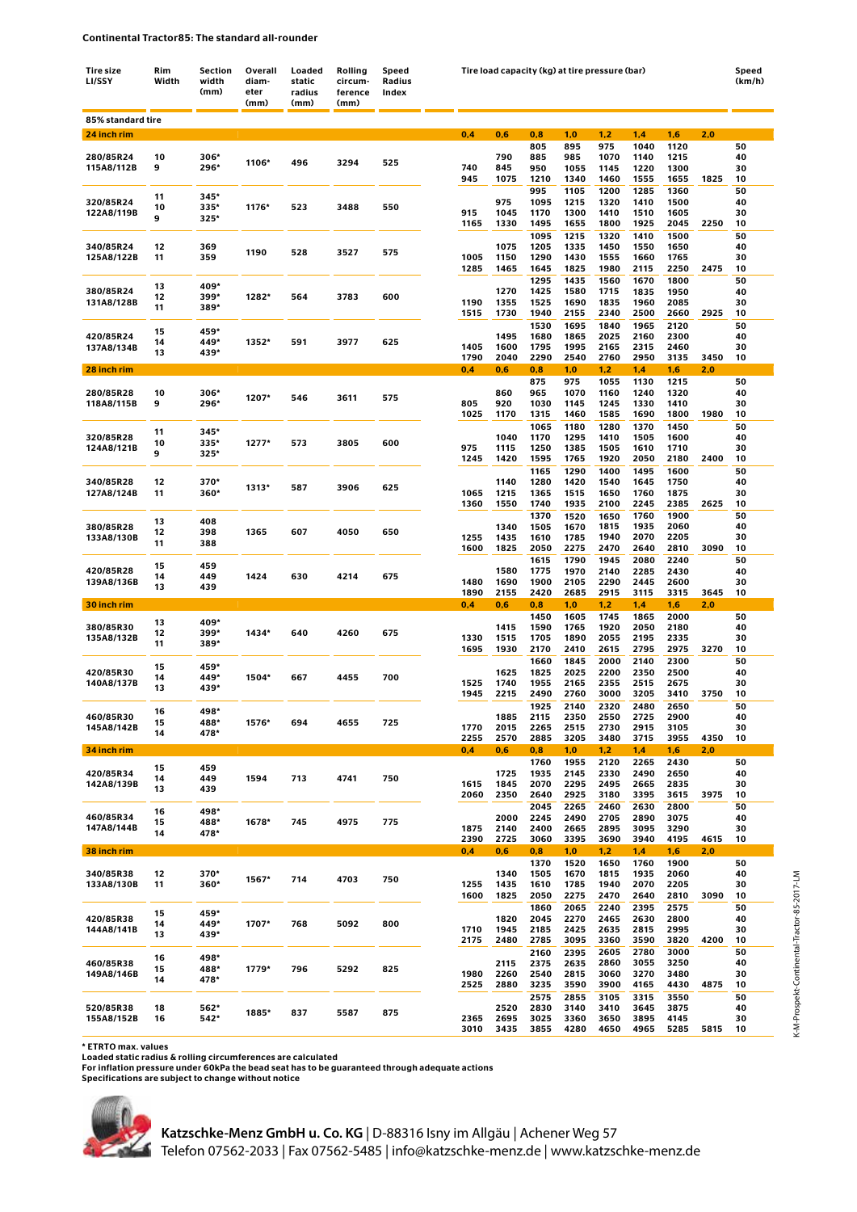**Continental Tractor85: The standard all-rounder**

| Tire size LI/SSY | Rim Width | Section width (mm) | Overall diameter (mm) | Loaded static radius (mm) | Rolling circumference (mm) | Speed Radius Index | Tire load capacity (kg) at tire pressure (bar) | | | | | | | | Speed (km/h) |
|---|---|---|---|---|---|---|---|---|---|---|---|---|---|---|---|
| **85% standard tire** | | | | | | | | | | | | | | | |
| **24 inch rim** | | | | | | | 0,4 | 0,6 | 0,8 | 1,0 | 1,2 | 1,4 | 1,6 | 2,0 | |
| 280/85R24<br>115A8/112B | 10<br>9 | 306*<br>296* | 1106* | 496 | 3294 | 525 | | | 805 | 895 | 975 | 1040 | 1120 | | 50 |
| | | | | | | | | 790 | 885 | 985 | 1070 | 1140 | 1215 | | 40 |
| | | | | | | | 740 | 845 | 950 | 1055 | 1145 | 1220 | 1300 | | 30 |
| | | | | | | | 945 | 1075 | 1210 | 1340 | 1460 | 1555 | 1655 | 1825 | 10 |
| 320/85R24<br>122A8/119B | 11<br>10<br>9 | 345*<br>335*<br>325* | 1176* | 523 | 3488 | 550 | | | 995 | 1105 | 1200 | 1285 | 1360 | | 50 |
| | | | | | | | | 975 | 1095 | 1215 | 1320 | 1410 | 1500 | | 40 |
| | | | | | | | 915 | 1045 | 1170 | 1300 | 1410 | 1510 | 1605 | | 30 |
| | | | | | | | 1165 | 1330 | 1495 | 1655 | 1800 | 1925 | 2045 | 2250 | 10 |
| 340/85R24<br>125A8/122B | 12<br>11 | 369<br>359 | 1190 | 528 | 3527 | 575 | | | 1095 | 1215 | 1320 | 1410 | 1500 | | 50 |
| | | | | | | | | 1075 | 1205 | 1335 | 1450 | 1550 | 1650 | | 40 |
| | | | | | | | 1005 | 1150 | 1290 | 1430 | 1555 | 1660 | 1765 | | 30 |
| | | | | | | | 1285 | 1465 | 1645 | 1825 | 1980 | 2115 | 2250 | 2475 | 10 |
| 380/85R24<br>131A8/128B | 13<br>12<br>11 | 409*<br>399*<br>389* | 1282* | 564 | 3783 | 600 | | | 1295 | 1435 | 1560 | 1670 | 1800 | | 50 |
| | | | | | | | | 1270 | 1425 | 1580 | 1715 | 1835 | 1950 | | 40 |
| | | | | | | | 1190 | 1355 | 1525 | 1690 | 1835 | 1960 | 2085 | | 30 |
| | | | | | | | 1515 | 1730 | 1940 | 2155 | 2340 | 2500 | 2660 | 2925 | 10 |
| 420/85R24<br>137A8/134B | 15<br>14<br>13 | 459*<br>449*<br>439* | 1352* | 591 | 3977 | 625 | | | 1530 | 1695 | 1840 | 1965 | 2120 | | 50 |
| | | | | | | | | 1495 | 1680 | 1865 | 2025 | 2160 | 2300 | | 40 |
| | | | | | | | 1405 | 1600 | 1795 | 1995 | 2165 | 2315 | 2460 | | 30 |
| | | | | | | | 1790 | 2040 | 2290 | 2540 | 2760 | 2950 | 3135 | 3450 | 10 |
| **28 inch rim** | | | | | | | 0,4 | 0,6 | 0,8 | 1,0 | 1,2 | 1,4 | 1,6 | 2,0 | |
| 280/85R28<br>118A8/115B | 10<br>9 | 306*<br>296* | 1207* | 546 | 3611 | 575 | | | 875 | 975 | 1055 | 1130 | 1215 | | 50 |
| | | | | | | | | 860 | 965 | 1070 | 1160 | 1240 | 1320 | | 40 |
| | | | | | | | 805 | 920 | 1030 | 1145 | 1245 | 1330 | 1410 | | 30 |
| | | | | | | | 1025 | 1170 | 1315 | 1460 | 1585 | 1690 | 1800 | 1980 | 10 |
| 320/85R28<br>124A8/121B | 11<br>10<br>9 | 345*<br>335*<br>325* | 1277* | 573 | 3805 | 600 | | | 1065 | 1180 | 1280 | 1370 | 1450 | | 50 |
| | | | | | | | | 1040 | 1170 | 1295 | 1410 | 1505 | 1600 | | 40 |
| | | | | | | | 975 | 1115 | 1250 | 1385 | 1505 | 1610 | 1710 | | 30 |
| | | | | | | | 1245 | 1420 | 1595 | 1765 | 1920 | 2050 | 2180 | 2400 | 10 |
| 340/85R28<br>127A8/124B | 12<br>11 | 370*<br>360* | 1313* | 587 | 3906 | 625 | | | 1165 | 1290 | 1400 | 1495 | 1600 | | 50 |
| | | | | | | | | 1140 | 1280 | 1420 | 1540 | 1645 | 1750 | | 40 |
| | | | | | | | 1065 | 1215 | 1365 | 1515 | 1650 | 1760 | 1875 | | 30 |
| | | | | | | | 1360 | 1550 | 1740 | 1935 | 2100 | 2245 | 2385 | 2625 | 10 |
| 380/85R28<br>133A8/130B | 13<br>12<br>11 | 408<br>398<br>388 | 1365 | 607 | 4050 | 650 | | | 1370 | 1520 | 1650 | 1760 | 1900 | | 50 |
| | | | | | | | | 1340 | 1505 | 1670 | 1815 | 1935 | 2060 | | 40 |
| | | | | | | | 1255 | 1435 | 1610 | 1785 | 1940 | 2070 | 2205 | | 30 |
| | | | | | | | 1600 | 1825 | 2050 | 2275 | 2470 | 2640 | 2810 | 3090 | 10 |
| 420/85R28<br>139A8/136B | 15<br>14<br>13 | 459<br>449<br>439 | 1424 | 630 | 4214 | 675 | | | 1615 | 1790 | 1945 | 2080 | 2240 | | 50 |
| | | | | | | | | 1580 | 1775 | 1970 | 2140 | 2285 | 2430 | | 40 |
| | | | | | | | 1480 | 1690 | 1900 | 2105 | 2290 | 2445 | 2600 | | 30 |
| | | | | | | | 1890 | 2155 | 2420 | 2685 | 2915 | 3115 | 3315 | 3645 | 10 |
| **30 inch rim** | | | | | | | 0,4 | 0,6 | 0,8 | 1,0 | 1,2 | 1,4 | 1,6 | 2,0 | |
| 380/85R30<br>135A8/132B | 13<br>12<br>11 | 409*<br>399*<br>389* | 1434* | 640 | 4260 | 675 | | | 1450 | 1605 | 1745 | 1865 | 2000 | | 50 |
| | | | | | | | | 1415 | 1590 | 1765 | 1920 | 2050 | 2180 | | 40 |
| | | | | | | | 1330 | 1515 | 1705 | 1890 | 2055 | 2195 | 2335 | | 30 |
| | | | | | | | 1695 | 1930 | 2170 | 2410 | 2615 | 2795 | 2975 | 3270 | 10 |
| 420/85R30<br>140A8/137B | 15<br>14<br>13 | 459*<br>449*<br>439* | 1504* | 667 | 4455 | 700 | | | 1660 | 1845 | 2000 | 2140 | 2300 | | 50 |
| | | | | | | | | 1625 | 1825 | 2025 | 2200 | 2350 | 2500 | | 40 |
| | | | | | | | 1525 | 1740 | 1955 | 2165 | 2355 | 2515 | 2675 | | 30 |
| | | | | | | | 1945 | 2215 | 2490 | 2760 | 3000 | 3205 | 3410 | 3750 | 10 |
| 460/85R30<br>145A8/142B | 16<br>15<br>14 | 498*<br>488*<br>478* | 1576* | 694 | 4655 | 725 | | | 1925 | 2140 | 2320 | 2480 | 2650 | | 50 |
| | | | | | | | | 1885 | 2115 | 2350 | 2550 | 2725 | 2900 | | 40 |
| | | | | | | | 1770 | 2015 | 2265 | 2515 | 2730 | 2915 | 3105 | | 30 |
| | | | | | | | 2255 | 2570 | 2885 | 3205 | 3480 | 3715 | 3955 | 4350 | 10 |
| **34 inch rim** | | | | | | | 0,4 | 0,6 | 0,8 | 1,0 | 1,2 | 1,4 | 1,6 | 2,0 | |
| 420/85R34<br>142A8/139B | 15<br>14<br>13 | 459<br>449<br>439 | 1594 | 713 | 4741 | 750 | | | 1760 | 1955 | 2120 | 2265 | 2430 | | 50 |
| | | | | | | | | 1725 | 1935 | 2145 | 2330 | 2490 | 2650 | | 40 |
| | | | | | | | 1615 | 1845 | 2070 | 2295 | 2495 | 2665 | 2835 | | 30 |
| | | | | | | | 2060 | 2350 | 2640 | 2925 | 3180 | 3395 | 3615 | 3975 | 10 |
| 460/85R34<br>147A8/144B | 16<br>15<br>14 | 498*<br>488*<br>478* | 1678* | 745 | 4975 | 775 | | | 2045 | 2265 | 2460 | 2630 | 2800 | | 50 |
| | | | | | | | | 2000 | 2245 | 2490 | 2705 | 2890 | 3075 | | 40 |
| | | | | | | | 1875 | 2140 | 2400 | 2665 | 2895 | 3095 | 3290 | | 30 |
| | | | | | | | 2390 | 2725 | 3060 | 3395 | 3690 | 3940 | 4195 | 4615 | 10 |
| **38 inch rim** | | | | | | | 0,4 | 0,6 | 0,8 | 1,0 | 1,2 | 1,4 | 1,6 | 2,0 | |
| 340/85R38<br>133A8/130B | 12<br>11 | 370*<br>360* | 1567* | 714 | 4703 | 750 | | | 1370 | 1520 | 1650 | 1760 | 1900 | | 50 |
| | | | | | | | | 1340 | 1505 | 1670 | 1815 | 1935 | 2060 | | 40 |
| | | | | | | | 1255 | 1435 | 1610 | 1785 | 1940 | 2070 | 2205 | | 30 |
| | | | | | | | 1600 | 1825 | 2050 | 2275 | 2470 | 2640 | 2810 | 3090 | 10 |
| 420/85R38<br>144A8/141B | 15<br>14<br>13 | 459*<br>449*<br>439* | 1707* | 768 | 5092 | 800 | | | 1860 | 2065 | 2240 | 2395 | 2575 | | 50 |
| | | | | | | | | 1820 | 2045 | 2270 | 2465 | 2630 | 2800 | | 40 |
| | | | | | | | 1710 | 1945 | 2185 | 2425 | 2635 | 2815 | 2995 | | 30 |
| | | | | | | | 2175 | 2480 | 2785 | 3095 | 3360 | 3590 | 3820 | 4200 | 10 |
| 460/85R38<br>149A8/146B | 16<br>15<br>14 | 498*<br>488*<br>478* | 1779* | 796 | 5292 | 825 | | | 2160 | 2395 | 2605 | 2780 | 3000 | | 50 |
| | | | | | | | | 2115 | 2375 | 2635 | 2860 | 3055 | 3250 | | 40 |
| | | | | | | | 1980 | 2260 | 2540 | 2815 | 3060 | 3270 | 3480 | | 30 |
| | | | | | | | 2525 | 2880 | 3235 | 3590 | 3900 | 4165 | 4430 | 4875 | 10 |
| 520/85R38<br>155A8/152B | 18<br>16 | 562*<br>542* | 1885* | 837 | 5587 | 875 | | | 2575 | 2855 | 3105 | 3315 | 3550 | | 50 |
| | | | | | | | | 2520 | 2830 | 3140 | 3410 | 3645 | 3875 | | 40 |
| | | | | | | | 2365 | 2695 | 3025 | 3360 | 3650 | 3895 | 4145 | | 30 |
| | | | | | | | 3010 | 3435 | 3855 | 4280 | 4650 | 4965 | 5285 | 5815 | 10 |

\* ETRTO max. values
Loaded static radius & rolling circumferences are calculated
For inflation pressure under 60kPa the bead seat has to be guaranteed through adequate actions
Specifications are subject to change without notice

**Katzschke-Menz GmbH u. Co. KG** | D-88316 Isny im Allgäu | Achener Weg 57
Telefon 07562-2033 | Fax 07562-5485 | info@katzschke-menz.de | www.katzschke-menz.de

K-M-Prospekt-Continental-Tractor-85-2017-LM